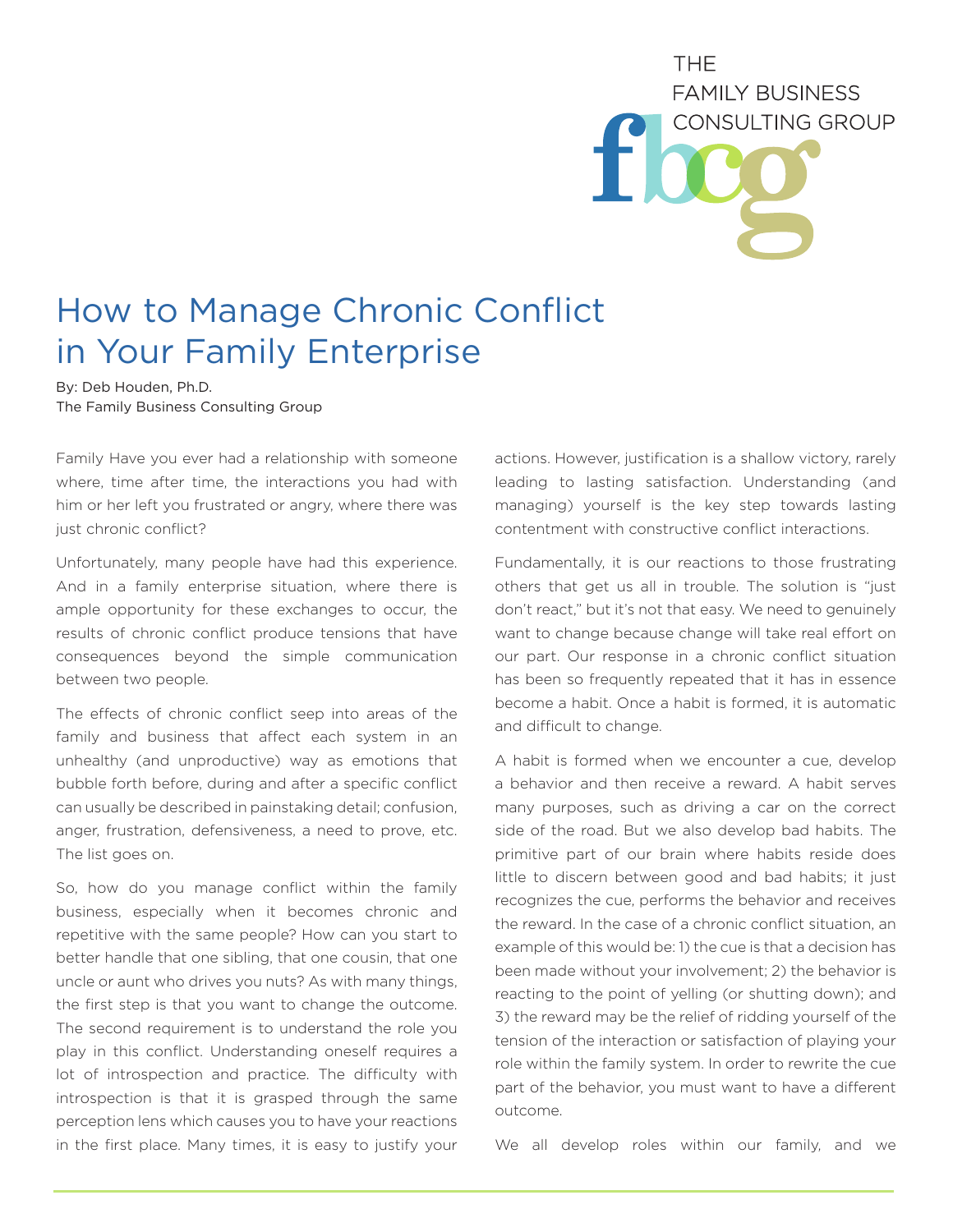THE FAMILY BUSINESS CONSULTING GROUP

# How to Manage Chronic Conflict in Your Family Enterprise

By: Deb Houden, Ph.D.
The Family Business Consulting Group

Family Have you ever had a relationship with someone where, time after time, the interactions you had with him or her left you frustrated or angry, where there was just chronic conflict?

Unfortunately, many people have had this experience. And in a family enterprise situation, where there is ample opportunity for these exchanges to occur, the results of chronic conflict produce tensions that have consequences beyond the simple communication between two people.

The effects of chronic conflict seep into areas of the family and business that affect each system in an unhealthy (and unproductive) way as emotions that bubble forth before, during and after a specific conflict can usually be described in painstaking detail; confusion, anger, frustration, defensiveness, a need to prove, etc. The list goes on.

So, how do you manage conflict within the family business, especially when it becomes chronic and repetitive with the same people? How can you start to better handle that one sibling, that one cousin, that one uncle or aunt who drives you nuts? As with many things, the first step is that you want to change the outcome. The second requirement is to understand the role you play in this conflict. Understanding oneself requires a lot of introspection and practice. The difficulty with introspection is that it is grasped through the same perception lens which causes you to have your reactions in the first place. Many times, it is easy to justify your actions. However, justification is a shallow victory, rarely leading to lasting satisfaction. Understanding (and managing) yourself is the key step towards lasting contentment with constructive conflict interactions.

Fundamentally, it is our reactions to those frustrating others that get us all in trouble. The solution is "just don't react," but it's not that easy. We need to genuinely want to change because change will take real effort on our part. Our response in a chronic conflict situation has been so frequently repeated that it has in essence become a habit. Once a habit is formed, it is automatic and difficult to change.

A habit is formed when we encounter a cue, develop a behavior and then receive a reward. A habit serves many purposes, such as driving a car on the correct side of the road. But we also develop bad habits. The primitive part of our brain where habits reside does little to discern between good and bad habits; it just recognizes the cue, performs the behavior and receives the reward. In the case of a chronic conflict situation, an example of this would be: 1) the cue is that a decision has been made without your involvement; 2) the behavior is reacting to the point of yelling (or shutting down); and 3) the reward may be the relief of ridding yourself of the tension of the interaction or satisfaction of playing your role within the family system. In order to rewrite the cue part of the behavior, you must want to have a different outcome.

We all develop roles within our family, and we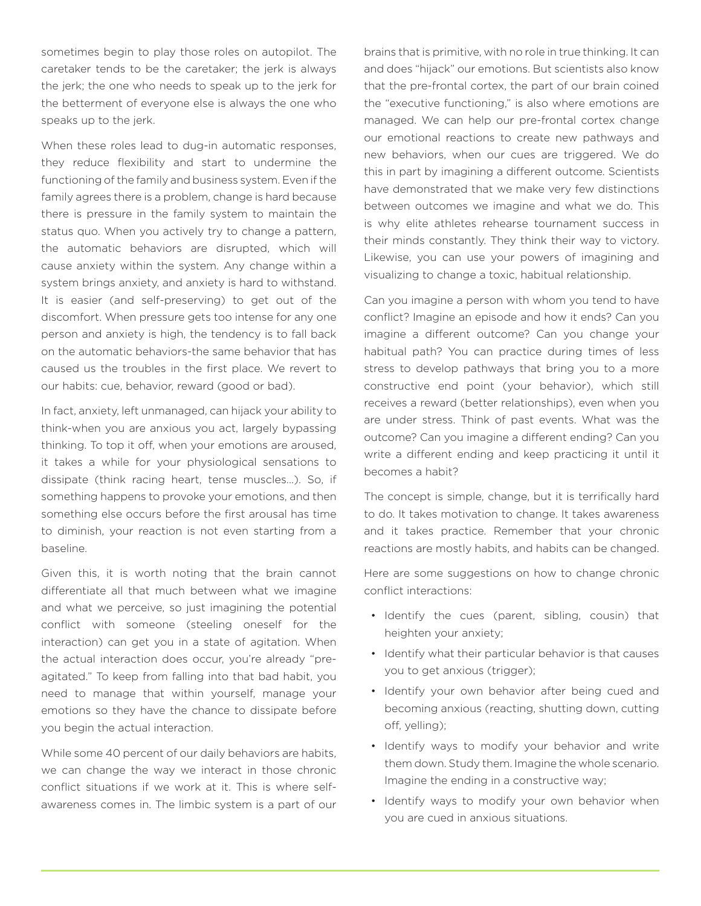sometimes begin to play those roles on autopilot. The caretaker tends to be the caretaker; the jerk is always the jerk; the one who needs to speak up to the jerk for the betterment of everyone else is always the one who speaks up to the jerk.

When these roles lead to dug-in automatic responses, they reduce flexibility and start to undermine the functioning of the family and business system. Even if the family agrees there is a problem, change is hard because there is pressure in the family system to maintain the status quo. When you actively try to change a pattern, the automatic behaviors are disrupted, which will cause anxiety within the system. Any change within a system brings anxiety, and anxiety is hard to withstand. It is easier (and self-preserving) to get out of the discomfort. When pressure gets too intense for any one person and anxiety is high, the tendency is to fall back on the automatic behaviors-the same behavior that has caused us the troubles in the first place. We revert to our habits: cue, behavior, reward (good or bad).

In fact, anxiety, left unmanaged, can hijack your ability to think-when you are anxious you act, largely bypassing thinking. To top it off, when your emotions are aroused, it takes a while for your physiological sensations to dissipate (think racing heart, tense muscles...). So, if something happens to provoke your emotions, and then something else occurs before the first arousal has time to diminish, your reaction is not even starting from a baseline.

Given this, it is worth noting that the brain cannot differentiate all that much between what we imagine and what we perceive, so just imagining the potential conflict with someone (steeling oneself for the interaction) can get you in a state of agitation. When the actual interaction does occur, you're already "pre-agitated." To keep from falling into that bad habit, you need to manage that within yourself, manage your emotions so they have the chance to dissipate before you begin the actual interaction.

While some 40 percent of our daily behaviors are habits, we can change the way we interact in those chronic conflict situations if we work at it. This is where self-awareness comes in. The limbic system is a part of our brains that is primitive, with no role in true thinking. It can and does "hijack" our emotions. But scientists also know that the pre-frontal cortex, the part of our brain coined the "executive functioning," is also where emotions are managed. We can help our pre-frontal cortex change our emotional reactions to create new pathways and new behaviors, when our cues are triggered. We do this in part by imagining a different outcome. Scientists have demonstrated that we make very few distinctions between outcomes we imagine and what we do. This is why elite athletes rehearse tournament success in their minds constantly. They think their way to victory. Likewise, you can use your powers of imagining and visualizing to change a toxic, habitual relationship.

Can you imagine a person with whom you tend to have conflict? Imagine an episode and how it ends? Can you imagine a different outcome? Can you change your habitual path? You can practice during times of less stress to develop pathways that bring you to a more constructive end point (your behavior), which still receives a reward (better relationships), even when you are under stress. Think of past events. What was the outcome? Can you imagine a different ending? Can you write a different ending and keep practicing it until it becomes a habit?

The concept is simple, change, but it is terrifically hard to do. It takes motivation to change. It takes awareness and it takes practice. Remember that your chronic reactions are mostly habits, and habits can be changed.

Here are some suggestions on how to change chronic conflict interactions:

- Identify the cues (parent, sibling, cousin) that heighten your anxiety;
- Identify what their particular behavior is that causes you to get anxious (trigger);
- Identify your own behavior after being cued and becoming anxious (reacting, shutting down, cutting off, yelling);
- Identify ways to modify your behavior and write them down. Study them. Imagine the whole scenario. Imagine the ending in a constructive way;
- Identify ways to modify your own behavior when you are cued in anxious situations.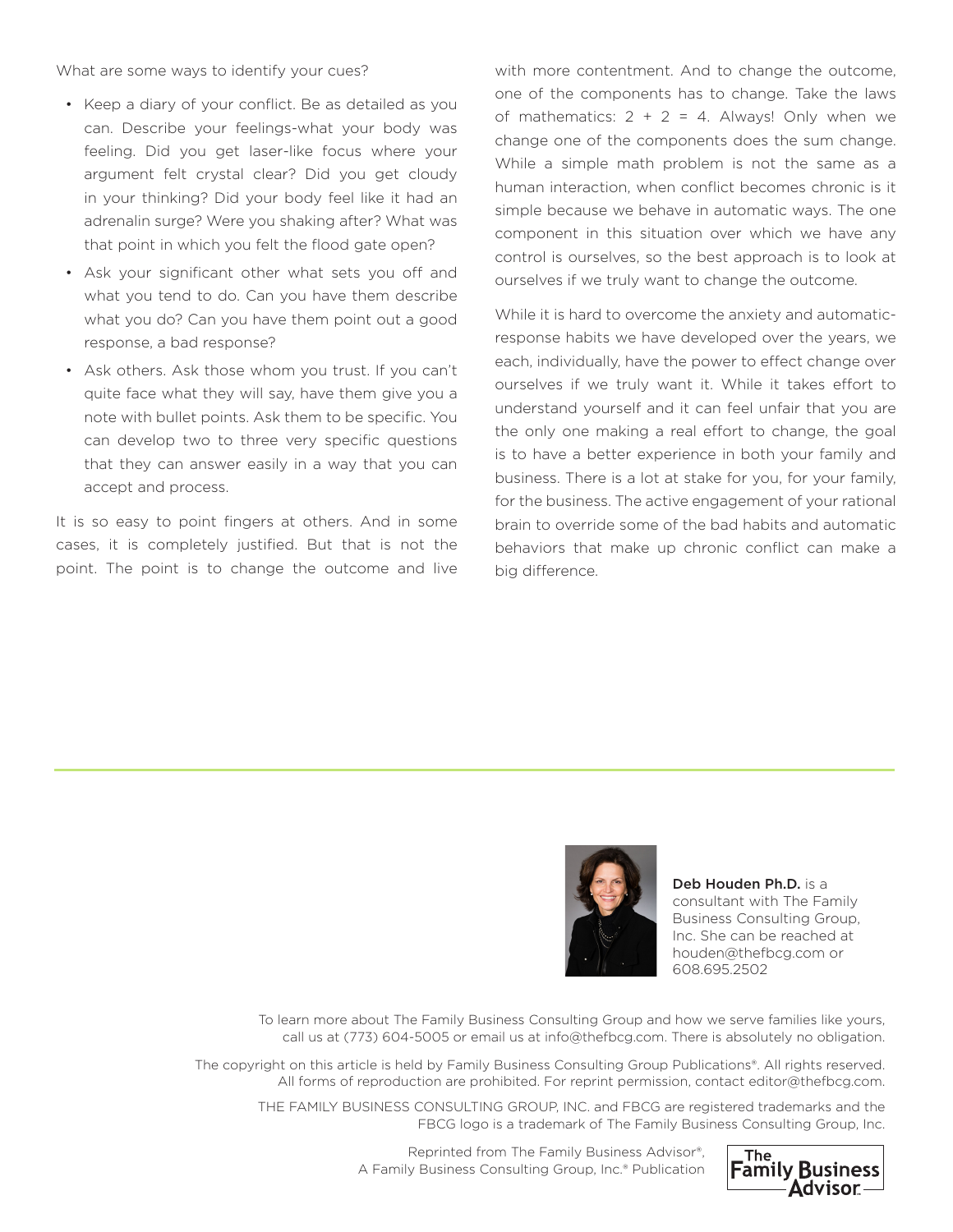What are some ways to identify your cues?

- Keep a diary of your conflict. Be as detailed as you can. Describe your feelings-what your body was feeling. Did you get laser-like focus where your argument felt crystal clear? Did you get cloudy in your thinking? Did your body feel like it had an adrenalin surge? Were you shaking after? What was that point in which you felt the flood gate open?
- Ask your significant other what sets you off and what you tend to do. Can you have them describe what you do? Can you have them point out a good response, a bad response?
- Ask others. Ask those whom you trust. If you can't quite face what they will say, have them give you a note with bullet points. Ask them to be specific. You can develop two to three very specific questions that they can answer easily in a way that you can accept and process.

It is so easy to point fingers at others. And in some cases, it is completely justified. But that is not the point. The point is to change the outcome and live with more contentment. And to change the outcome, one of the components has to change. Take the laws of mathematics: 2 + 2 = 4. Always! Only when we change one of the components does the sum change. While a simple math problem is not the same as a human interaction, when conflict becomes chronic is it simple because we behave in automatic ways. The one component in this situation over which we have any control is ourselves, so the best approach is to look at ourselves if we truly want to change the outcome.

While it is hard to overcome the anxiety and automatic-response habits we have developed over the years, we each, individually, have the power to effect change over ourselves if we truly want it. While it takes effort to understand yourself and it can feel unfair that you are the only one making a real effort to change, the goal is to have a better experience in both your family and business. There is a lot at stake for you, for your family, for the business. The active engagement of your rational brain to override some of the bad habits and automatic behaviors that make up chronic conflict can make a big difference.

---

**Deb Houden Ph.D.** is a consultant with The Family Business Consulting Group, Inc. She can be reached at houden@thefbcg.com or 608.695.2502

To learn more about The Family Business Consulting Group and how we serve families like yours, call us at (773) 604-5005 or email us at info@thefbcg.com. There is absolutely no obligation.

The copyright on this article is held by Family Business Consulting Group Publications®. All rights reserved. All forms of reproduction are prohibited. For reprint permission, contact editor@thefbcg.com.

THE FAMILY BUSINESS CONSULTING GROUP, INC. and FBCG are registered trademarks and the FBCG logo is a trademark of The Family Business Consulting Group, Inc.

Reprinted from The Family Business Advisor®, A Family Business Consulting Group, Inc.® Publication

The Family Business Advisor